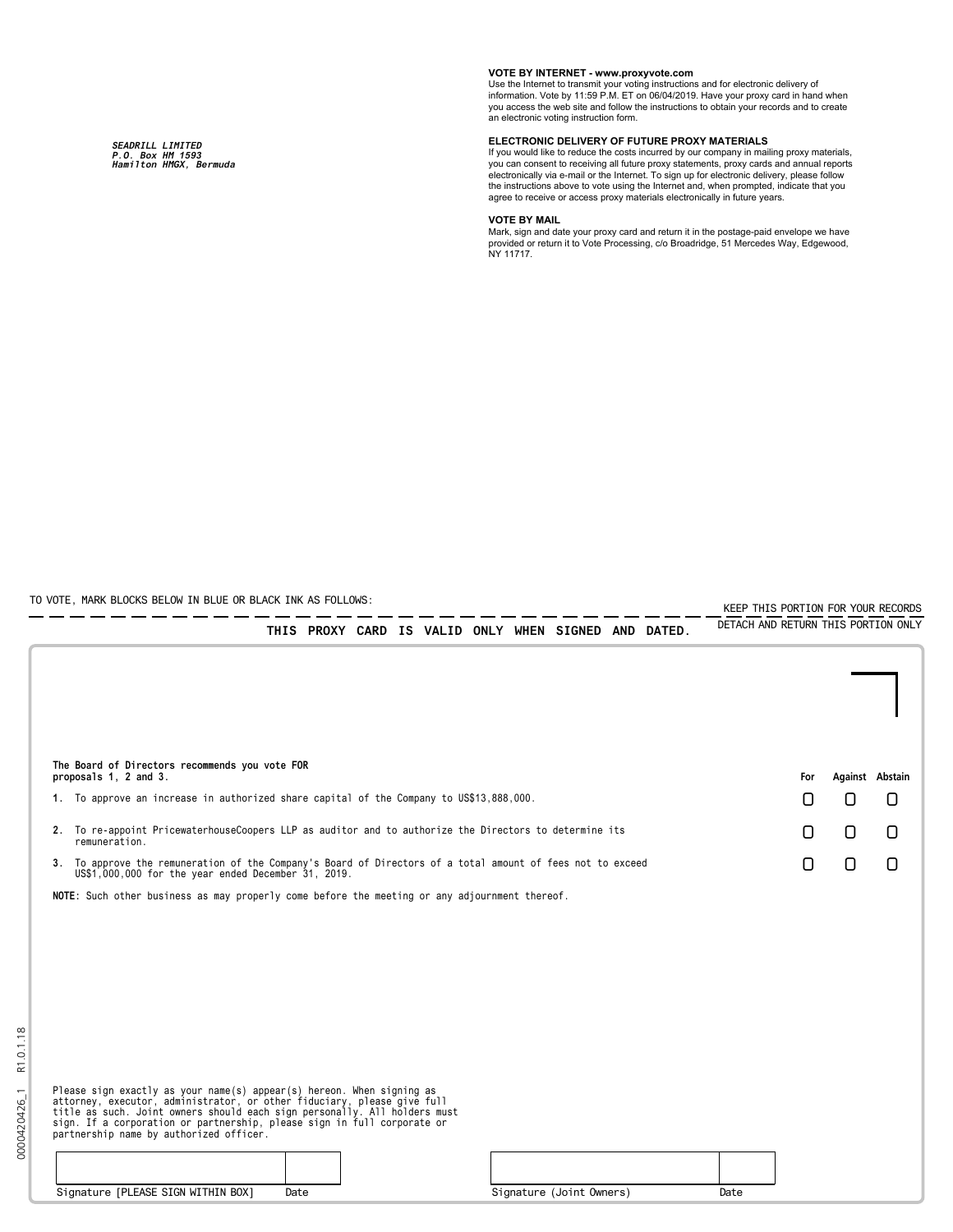*SEADRILL LIMITED*
*P.O. Box HM 1593*
*Hamilton HMGX, Bermuda*

**VOTE BY INTERNET - www.proxyvote.com**
Use the Internet to transmit your voting instructions and for electronic delivery of information. Vote by 11:59 P.M. ET on 06/04/2019. Have your proxy card in hand when you access the web site and follow the instructions to obtain your records and to create an electronic voting instruction form.

**ELECTRONIC DELIVERY OF FUTURE PROXY MATERIALS**
If you would like to reduce the costs incurred by our company in mailing proxy materials, you can consent to receiving all future proxy statements, proxy cards and annual reports electronically via e-mail or the Internet. To sign up for electronic delivery, please follow the instructions above to vote using the Internet and, when prompted, indicate that you agree to receive or access proxy materials electronically in future years.

**VOTE BY MAIL**
Mark, sign and date your proxy card and return it in the postage-paid envelope we have provided or return it to Vote Processing, c/o Broadridge, 51 Mercedes Way, Edgewood, NY 11717.

TO VOTE, MARK BLOCKS BELOW IN BLUE OR BLACK INK AS FOLLOWS:

KEEP THIS PORTION FOR YOUR RECORDS

DETACH AND RETURN THIS PORTION ONLY

**THIS PROXY CARD IS VALID ONLY WHEN SIGNED AND DATED.**

| The Board of Directors recommends you vote FOR proposals 1, 2 and 3. | For | Against | Abstain |
|---|---|---|---|
| **1.** To approve an increase in authorized share capital of the Company to US$13,888,000. | ☐ | ☐ | ☐ |
| **2.** To re-appoint PricewaterhouseCoopers LLP as auditor and to authorize the Directors to determine its remuneration. | ☐ | ☐ | ☐ |
| **3.** To approve the remuneration of the Company's Board of Directors of a total amount of fees not to exceed US$1,000,000 for the year ended December 31, 2019. | ☐ | ☐ | ☐ |

**NOTE**: Such other business as may properly come before the meeting or any adjournment thereof.

Please sign exactly as your name(s) appear(s) hereon. When signing as attorney, executor, administrator, or other fiduciary, please give full title as such. Joint owners should each sign personally. All holders must sign. If a corporation or partnership, please sign in full corporate or partnership name by authorized officer.

| Signature [PLEASE SIGN WITHIN BOX] | Date | Signature (Joint Owners) | Date |
|---|---|---|---|
| | | | |

0000420426_1 R1.0.1.18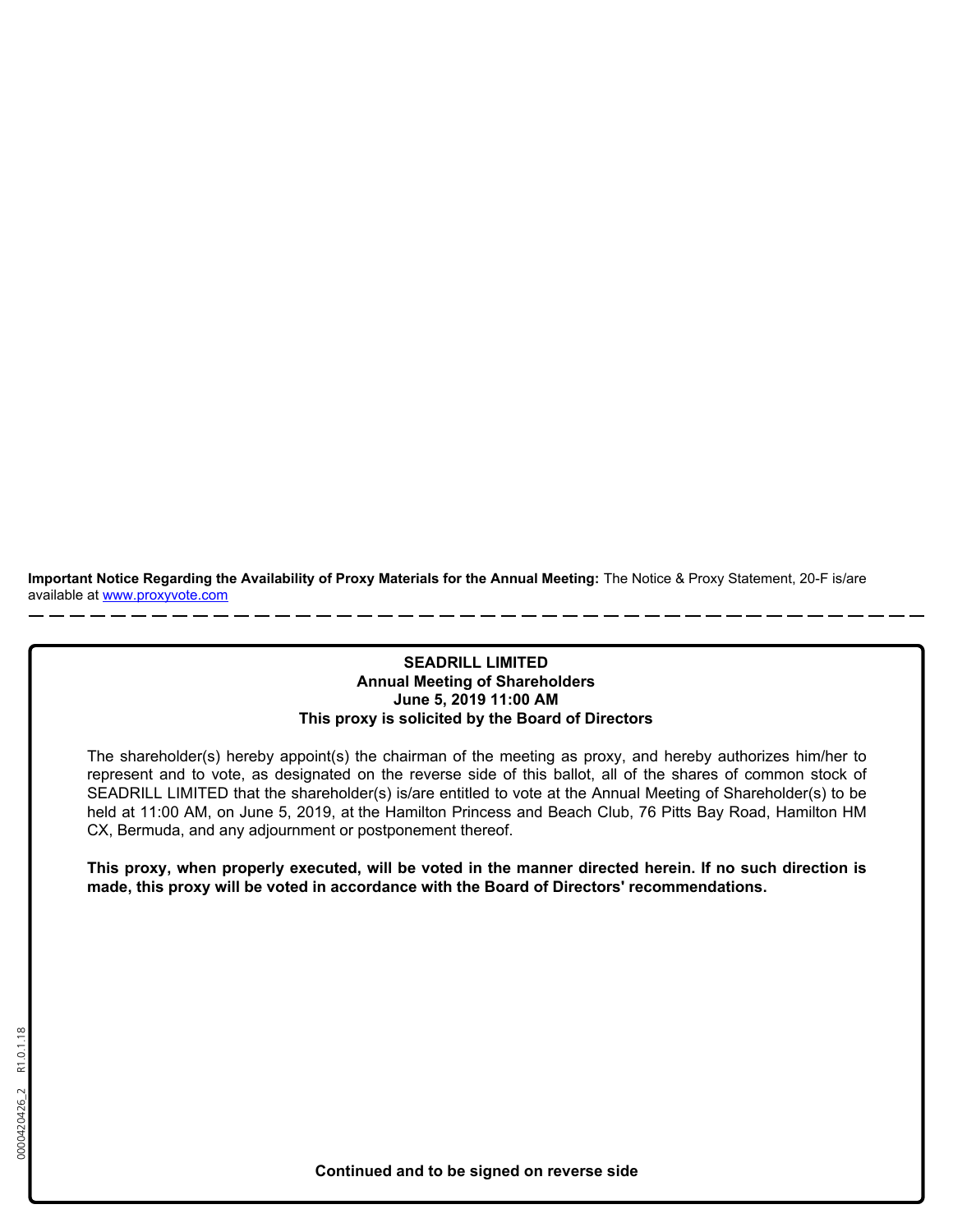**Important Notice Regarding the Availability of Proxy Materials for the Annual Meeting:** The Notice & Proxy Statement, 20-F is/are available at [www.proxyvote.com](http://www.proxyvote.com)

---

**SEADRILL LIMITED**
**Annual Meeting of Shareholders**
**June 5, 2019 11:00 AM**
**This proxy is solicited by the Board of Directors**

The shareholder(s) hereby appoint(s) the chairman of the meeting as proxy, and hereby authorizes him/her to represent and to vote, as designated on the reverse side of this ballot, all of the shares of common stock of SEADRILL LIMITED that the shareholder(s) is/are entitled to vote at the Annual Meeting of Shareholder(s) to be held at 11:00 AM, on June 5, 2019, at the Hamilton Princess and Beach Club, 76 Pitts Bay Road, Hamilton HM CX, Bermuda, and any adjournment or postponement thereof.

**This proxy, when properly executed, will be voted in the manner directed herein. If no such direction is made, this proxy will be voted in accordance with the Board of Directors' recommendations.**

**Continued and to be signed on reverse side**

0000420426_2 R1.0.1.18